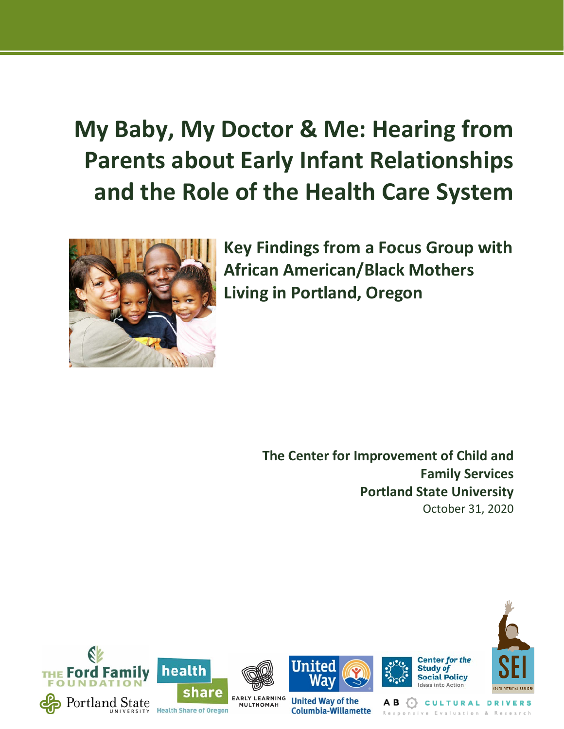# My Baby, My Doctor & Me: Hearing from Parents about Early Infant Relationships and the Role of the Health Care System

## Key Findings from a Focus Group with African American/Black Mothers Living in Portland, Oregon

**The Center for Improvement of Child and Family Services**
**Portland State University**
October 31, 2020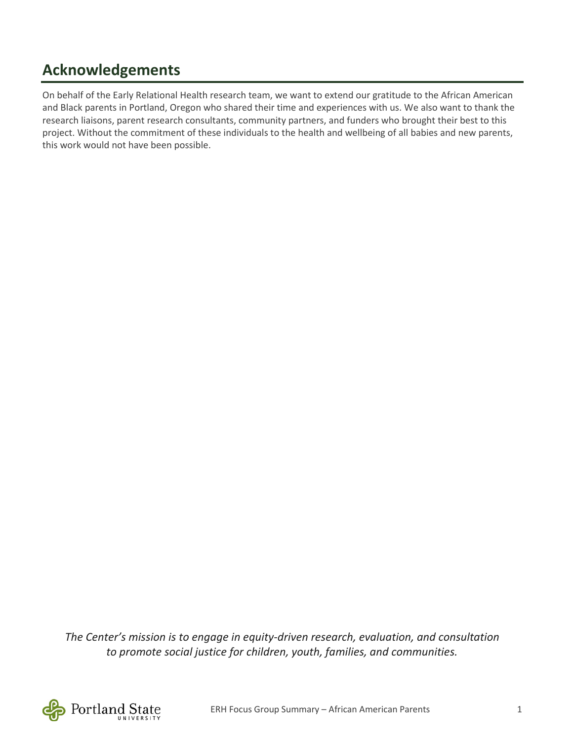## Acknowledgements

On behalf of the Early Relational Health research team, we want to extend our gratitude to the African American and Black parents in Portland, Oregon who shared their time and experiences with us. We also want to thank the research liaisons, parent research consultants, community partners, and funders who brought their best to this project. Without the commitment of these individuals to the health and wellbeing of all babies and new parents, this work would not have been possible.

*The Center's mission is to engage in equity-driven research, evaluation, and consultation to promote social justice for children, youth, families, and communities.*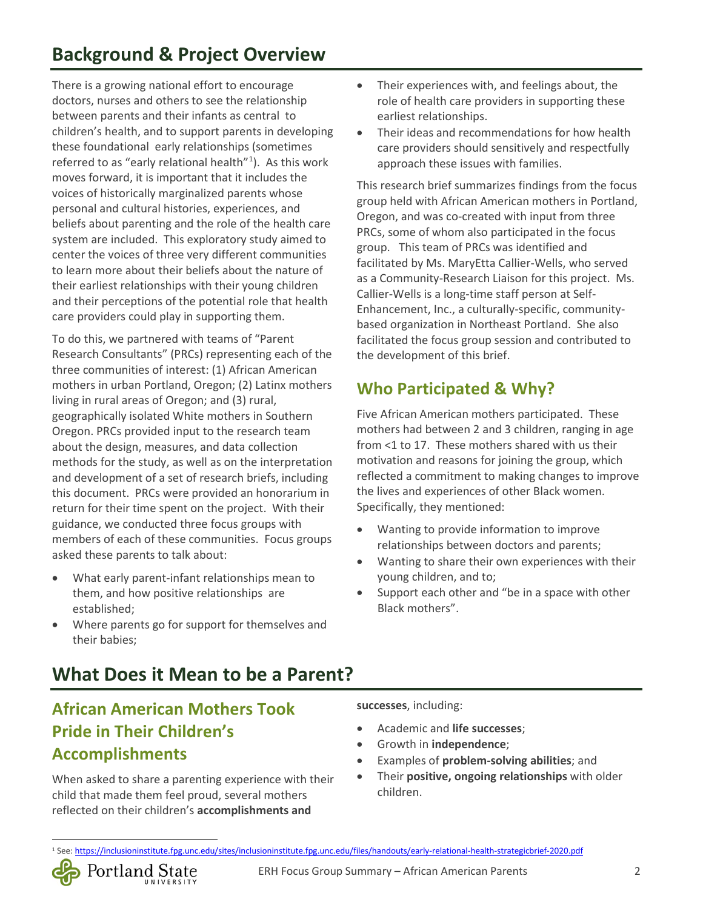# Background & Project Overview

There is a growing national effort to encourage doctors, nurses and others to see the relationship between parents and their infants as central to children's health, and to support parents in developing these foundational early relationships (sometimes referred to as "early relational health"[1]). As this work moves forward, it is important that it includes the voices of historically marginalized parents whose personal and cultural histories, experiences, and beliefs about parenting and the role of the health care system are included. This exploratory study aimed to center the voices of three very different communities to learn more about their beliefs about the nature of their earliest relationships with their young children and their perceptions of the potential role that health care providers could play in supporting them.

To do this, we partnered with teams of "Parent Research Consultants" (PRCs) representing each of the three communities of interest: (1) African American mothers in urban Portland, Oregon; (2) Latinx mothers living in rural areas of Oregon; and (3) rural, geographically isolated White mothers in Southern Oregon. PRCs provided input to the research team about the design, measures, and data collection methods for the study, as well as on the interpretation and development of a set of research briefs, including this document. PRCs were provided an honorarium in return for their time spent on the project. With their guidance, we conducted three focus groups with members of each of these communities. Focus groups asked these parents to talk about:

- What early parent-infant relationships mean to them, and how positive relationships are established;
- Where parents go for support for themselves and their babies;
- Their experiences with, and feelings about, the role of health care providers in supporting these earliest relationships.
- Their ideas and recommendations for how health care providers should sensitively and respectfully approach these issues with families.

This research brief summarizes findings from the focus group held with African American mothers in Portland, Oregon, and was co-created with input from three PRCs, some of whom also participated in the focus group. This team of PRCs was identified and facilitated by Ms. MaryEtta Callier-Wells, who served as a Community-Research Liaison for this project. Ms. Callier-Wells is a long-time staff person at Self-Enhancement, Inc., a culturally-specific, community-based organization in Northeast Portland. She also facilitated the focus group session and contributed to the development of this brief.

## Who Participated & Why?

Five African American mothers participated. These mothers had between 2 and 3 children, ranging in age from <1 to 17. These mothers shared with us their motivation and reasons for joining the group, which reflected a commitment to making changes to improve the lives and experiences of other Black women. Specifically, they mentioned:

- Wanting to provide information to improve relationships between doctors and parents;
- Wanting to share their own experiences with their young children, and to;
- Support each other and "be in a space with other Black mothers".

# What Does it Mean to be a Parent?

## African American Mothers Took Pride in Their Children's Accomplishments

When asked to share a parenting experience with their child that made them feel proud, several mothers reflected on their children's **accomplishments and successes**, including:

- Academic and **life successes**;
- Growth in **independence**;
- Examples of **problem-solving abilities**; and
- Their **positive, ongoing relationships** with older children.

[1] See: https://inclusioninstitute.fpg.unc.edu/sites/inclusioninstitute.fpg.unc.edu/files/handouts/early-relational-health-strategicbrief-2020.pdf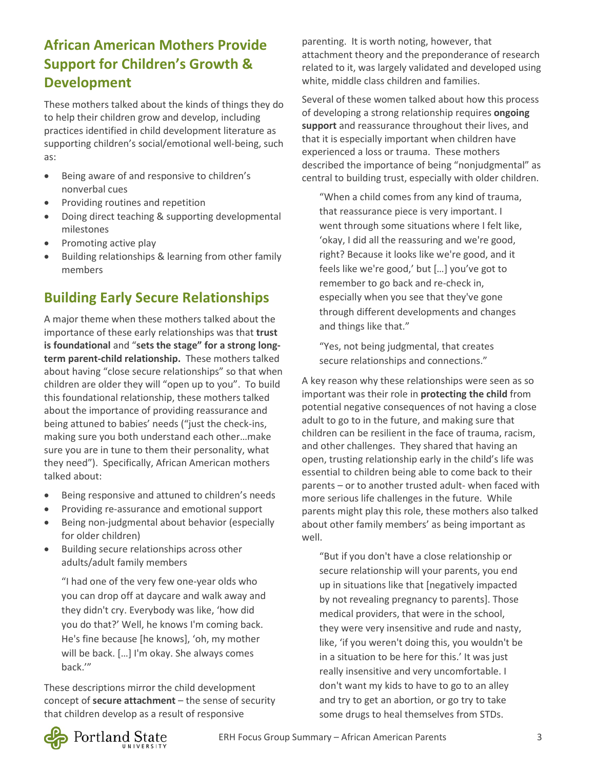## African American Mothers Provide Support for Children's Growth & Development

These mothers talked about the kinds of things they do to help their children grow and develop, including practices identified in child development literature as supporting children's social/emotional well-being, such as:

- Being aware of and responsive to children's nonverbal cues
- Providing routines and repetition
- Doing direct teaching & supporting developmental milestones
- Promoting active play
- Building relationships & learning from other family members

## Building Early Secure Relationships

A major theme when these mothers talked about the importance of these early relationships was that **trust is foundational** and "**sets the stage" for a strong long-term parent-child relationship.** These mothers talked about having "close secure relationships" so that when children are older they will "open up to you". To build this foundational relationship, these mothers talked about the importance of providing reassurance and being attuned to babies' needs ("just the check-ins, making sure you both understand each other…make sure you are in tune to them their personality, what they need"). Specifically, African American mothers talked about:

- Being responsive and attuned to children's needs
- Providing re-assurance and emotional support
- Being non-judgmental about behavior (especially for older children)
- Building secure relationships across other adults/adult family members

> "I had one of the very few one-year olds who you can drop off at daycare and walk away and they didn't cry. Everybody was like, 'how did you do that?' Well, he knows I'm coming back. He's fine because [he knows], 'oh, my mother will be back. […] I'm okay. She always comes back.'"

These descriptions mirror the child development concept of **secure attachment** – the sense of security that children develop as a result of responsive parenting. It is worth noting, however, that attachment theory and the preponderance of research related to it, was largely validated and developed using white, middle class children and families.

Several of these women talked about how this process of developing a strong relationship requires **ongoing support** and reassurance throughout their lives, and that it is especially important when children have experienced a loss or trauma. These mothers described the importance of being "nonjudgmental" as central to building trust, especially with older children.

> "When a child comes from any kind of trauma, that reassurance piece is very important. I went through some situations where I felt like, 'okay, I did all the reassuring and we're good, right? Because it looks like we're good, and it feels like we're good,' but […] you've got to remember to go back and re-check in, especially when you see that they've gone through different developments and changes and things like that."

> "Yes, not being judgmental, that creates secure relationships and connections."

A key reason why these relationships were seen as so important was their role in **protecting the child** from potential negative consequences of not having a close adult to go to in the future, and making sure that children can be resilient in the face of trauma, racism, and other challenges. They shared that having an open, trusting relationship early in the child's life was essential to children being able to come back to their parents – or to another trusted adult- when faced with more serious life challenges in the future. While parents might play this role, these mothers also talked about other family members' as being important as well.

> "But if you don't have a close relationship or secure relationship will your parents, you end up in situations like that [negatively impacted by not revealing pregnancy to parents]. Those medical providers, that were in the school, they were very insensitive and rude and nasty, like, 'if you weren't doing this, you wouldn't be in a situation to be here for this.' It was just really insensitive and very uncomfortable. I don't want my kids to have to go to an alley and try to get an abortion, or go try to take some drugs to heal themselves from STDs.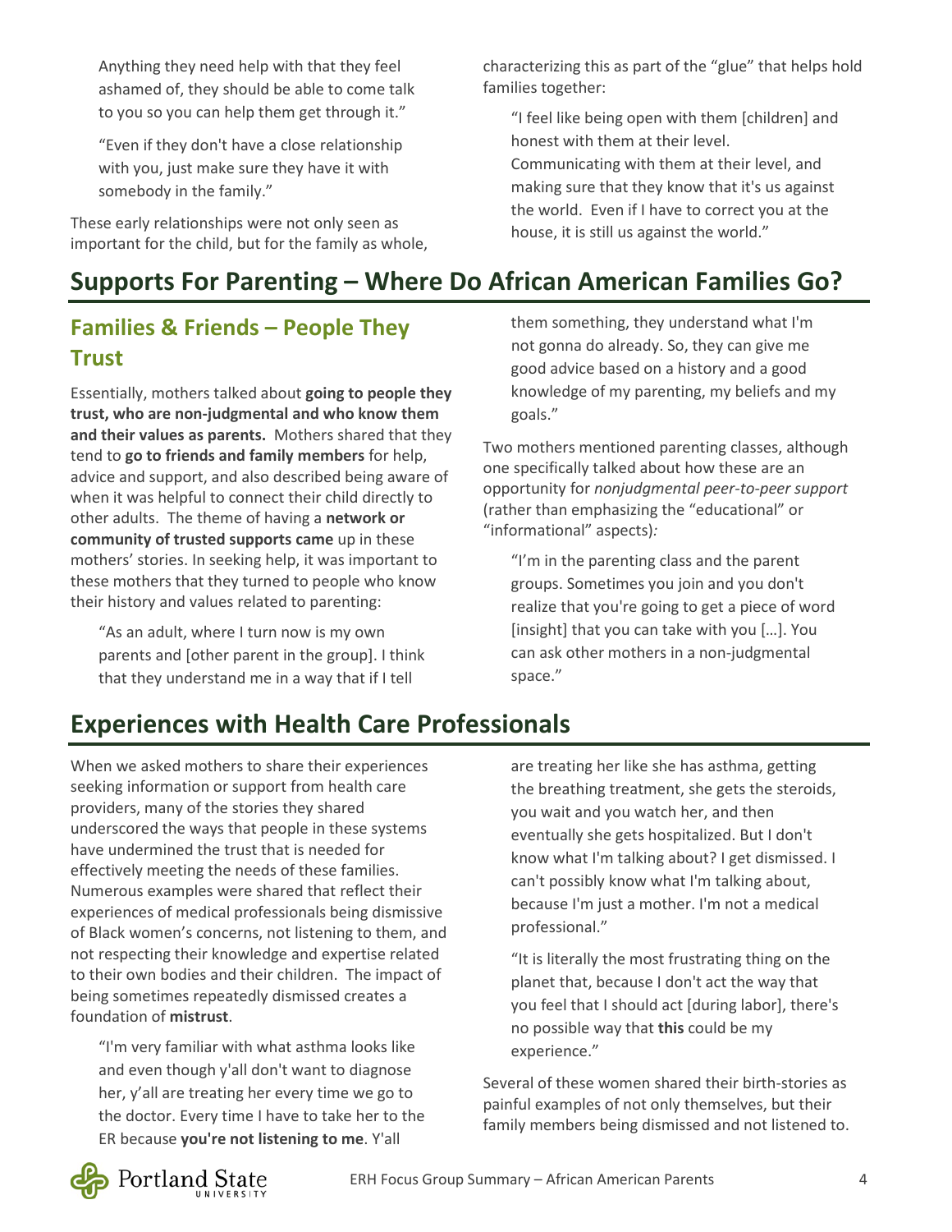Anything they need help with that they feel ashamed of, they should be able to come talk to you so you can help them get through it."

"Even if they don't have a close relationship with you, just make sure they have it with somebody in the family."

These early relationships were not only seen as important for the child, but for the family as whole, characterizing this as part of the "glue" that helps hold families together:

"I feel like being open with them [children] and honest with them at their level. Communicating with them at their level, and making sure that they know that it's us against the world. Even if I have to correct you at the house, it is still us against the world."

# Supports For Parenting – Where Do African American Families Go?

## Families & Friends – People They Trust

Essentially, mothers talked about **going to people they trust, who are non-judgmental and who know them and their values as parents.** Mothers shared that they tend to **go to friends and family members** for help, advice and support, and also described being aware of when it was helpful to connect their child directly to other adults. The theme of having a **network or community of trusted supports came** up in these mothers' stories. In seeking help, it was important to these mothers that they turned to people who know their history and values related to parenting:

"As an adult, where I turn now is my own parents and [other parent in the group]. I think that they understand me in a way that if I tell them something, they understand what I'm not gonna do already. So, they can give me good advice based on a history and a good knowledge of my parenting, my beliefs and my goals."

Two mothers mentioned parenting classes, although one specifically talked about how these are an opportunity for *nonjudgmental peer-to-peer support* (rather than emphasizing the "educational" or "informational" aspects)*:*

"I'm in the parenting class and the parent groups. Sometimes you join and you don't realize that you're going to get a piece of word [insight] that you can take with you […]. You can ask other mothers in a non-judgmental space."

# Experiences with Health Care Professionals

When we asked mothers to share their experiences seeking information or support from health care providers, many of the stories they shared underscored the ways that people in these systems have undermined the trust that is needed for effectively meeting the needs of these families. Numerous examples were shared that reflect their experiences of medical professionals being dismissive of Black women's concerns, not listening to them, and not respecting their knowledge and expertise related to their own bodies and their children. The impact of being sometimes repeatedly dismissed creates a foundation of **mistrust**.

"I'm very familiar with what asthma looks like and even though y'all don't want to diagnose her, y'all are treating her every time we go to the doctor. Every time I have to take her to the ER because **you're not listening to me**. Y'all are treating her like she has asthma, getting the breathing treatment, she gets the steroids, you wait and you watch her, and then eventually she gets hospitalized. But I don't know what I'm talking about? I get dismissed. I can't possibly know what I'm talking about, because I'm just a mother. I'm not a medical professional."

"It is literally the most frustrating thing on the planet that, because I don't act the way that you feel that I should act [during labor], there's no possible way that **this** could be my experience."

Several of these women shared their birth-stories as painful examples of not only themselves, but their family members being dismissed and not listened to.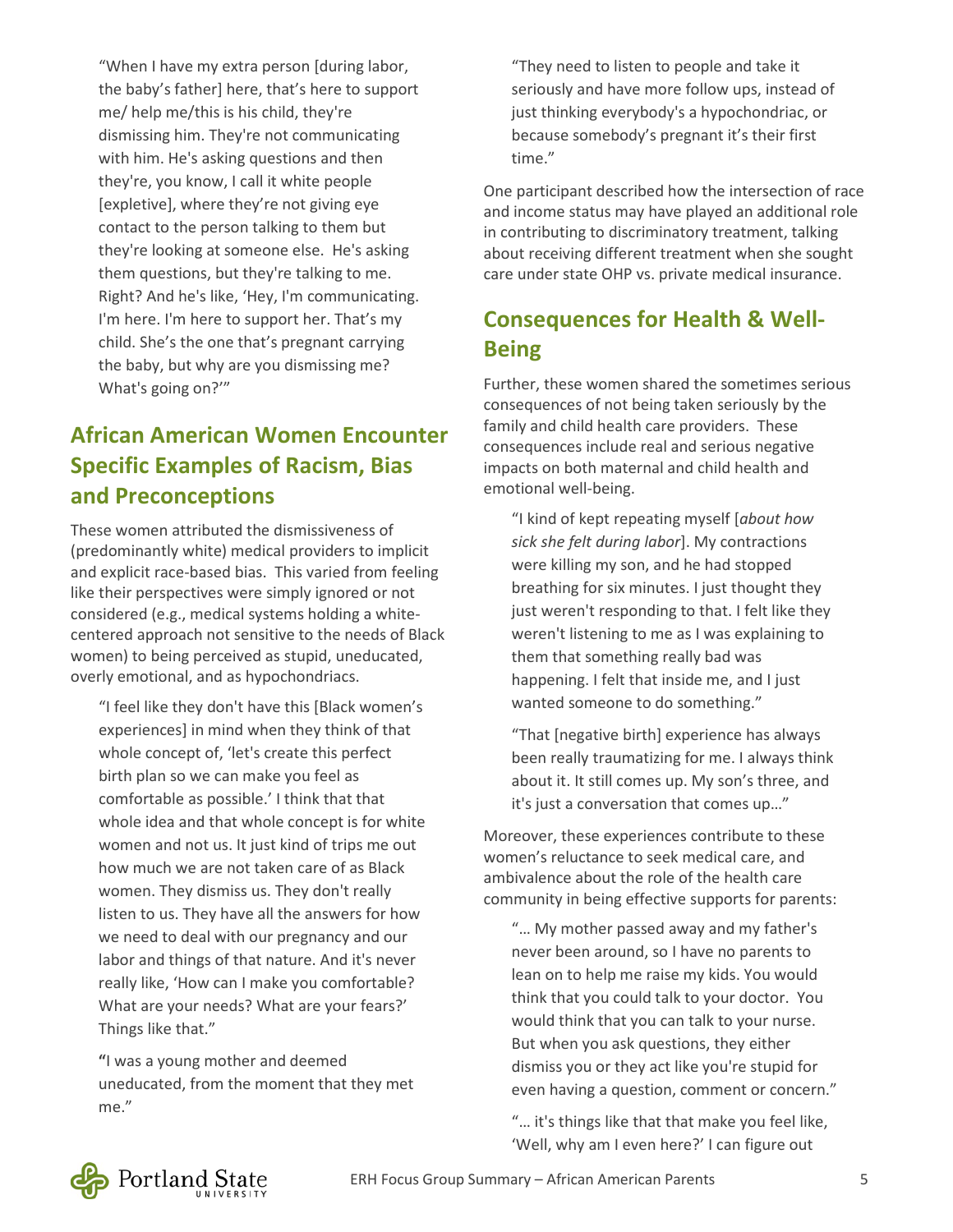"When I have my extra person [during labor, the baby's father] here, that's here to support me/ help me/this is his child, they're dismissing him. They're not communicating with him. He's asking questions and then they're, you know, I call it white people [expletive], where they're not giving eye contact to the person talking to them but they're looking at someone else. He's asking them questions, but they're talking to me. Right? And he's like, 'Hey, I'm communicating. I'm here. I'm here to support her. That's my child. She's the one that's pregnant carrying the baby, but why are you dismissing me? What's going on?'"

## African American Women Encounter Specific Examples of Racism, Bias and Preconceptions

These women attributed the dismissiveness of (predominantly white) medical providers to implicit and explicit race-based bias. This varied from feeling like their perspectives were simply ignored or not considered (e.g., medical systems holding a white-centered approach not sensitive to the needs of Black women) to being perceived as stupid, uneducated, overly emotional, and as hypochondriacs.

"I feel like they don't have this [Black women's experiences] in mind when they think of that whole concept of, 'let's create this perfect birth plan so we can make you feel as comfortable as possible.' I think that that whole idea and that whole concept is for white women and not us. It just kind of trips me out how much we are not taken care of as Black women. They dismiss us. They don't really listen to us. They have all the answers for how we need to deal with our pregnancy and our labor and things of that nature. And it's never really like, 'How can I make you comfortable? What are your needs? What are your fears?' Things like that."

**"**I was a young mother and deemed uneducated, from the moment that they met me."

"They need to listen to people and take it seriously and have more follow ups, instead of just thinking everybody's a hypochondriac, or because somebody's pregnant it's their first time."

One participant described how the intersection of race and income status may have played an additional role in contributing to discriminatory treatment, talking about receiving different treatment when she sought care under state OHP vs. private medical insurance.

## Consequences for Health & Well-Being

Further, these women shared the sometimes serious consequences of not being taken seriously by the family and child health care providers. These consequences include real and serious negative impacts on both maternal and child health and emotional well-being.

"I kind of kept repeating myself [*about how sick she felt during labor*]. My contractions were killing my son, and he had stopped breathing for six minutes. I just thought they just weren't responding to that. I felt like they weren't listening to me as I was explaining to them that something really bad was happening. I felt that inside me, and I just wanted someone to do something."

"That [negative birth] experience has always been really traumatizing for me. I always think about it. It still comes up. My son's three, and it's just a conversation that comes up…"

Moreover, these experiences contribute to these women's reluctance to seek medical care, and ambivalence about the role of the health care community in being effective supports for parents:

"… My mother passed away and my father's never been around, so I have no parents to lean on to help me raise my kids. You would think that you could talk to your doctor. You would think that you can talk to your nurse. But when you ask questions, they either dismiss you or they act like you're stupid for even having a question, comment or concern."

"… it's things like that that make you feel like, 'Well, why am I even here?' I can figure out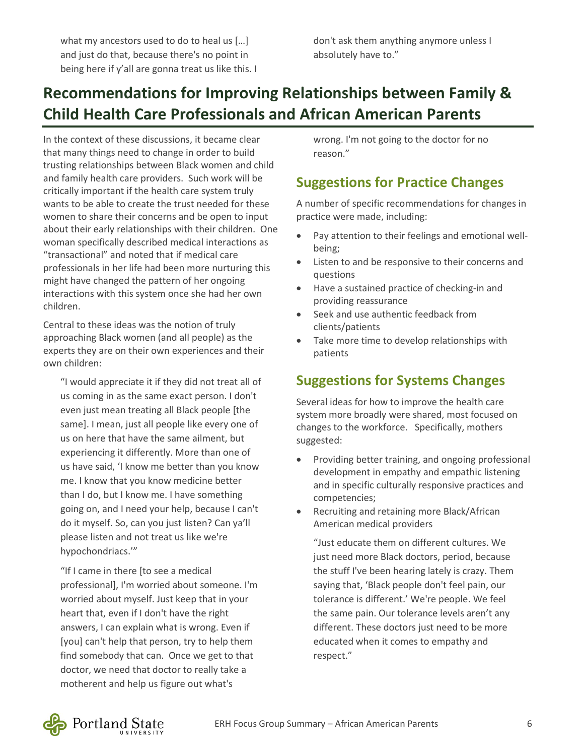what my ancestors used to do to heal us […] and just do that, because there's no point in being here if y'all are gonna treat us like this. I don't ask them anything anymore unless I absolutely have to."

## Recommendations for Improving Relationships between Family & Child Health Care Professionals and African American Parents

In the context of these discussions, it became clear that many things need to change in order to build trusting relationships between Black women and child and family health care providers. Such work will be critically important if the health care system truly wants to be able to create the trust needed for these women to share their concerns and be open to input about their early relationships with their children. One woman specifically described medical interactions as "transactional" and noted that if medical care professionals in her life had been more nurturing this might have changed the pattern of her ongoing interactions with this system once she had her own children.

Central to these ideas was the notion of truly approaching Black women (and all people) as the experts they are on their own experiences and their own children:

> "I would appreciate it if they did not treat all of us coming in as the same exact person. I don't even just mean treating all Black people [the same]. I mean, just all people like every one of us on here that have the same ailment, but experiencing it differently. More than one of us have said, 'I know me better than you know me. I know that you know medicine better than I do, but I know me. I have something going on, and I need your help, because I can't do it myself. So, can you just listen? Can ya'll please listen and not treat us like we're hypochondriacs.'"

> "If I came in there [to see a medical professional], I'm worried about someone. I'm worried about myself. Just keep that in your heart that, even if I don't have the right answers, I can explain what is wrong. Even if [you] can't help that person, try to help them find somebody that can. Once we get to that doctor, we need that doctor to really take a motherent and help us figure out what's wrong. I'm not going to the doctor for no reason."

### Suggestions for Practice Changes

A number of specific recommendations for changes in practice were made, including:

- Pay attention to their feelings and emotional well-being;
- Listen to and be responsive to their concerns and questions
- Have a sustained practice of checking-in and providing reassurance
- Seek and use authentic feedback from clients/patients
- Take more time to develop relationships with patients

### Suggestions for Systems Changes

Several ideas for how to improve the health care system more broadly were shared, most focused on changes to the workforce. Specifically, mothers suggested:

- Providing better training, and ongoing professional development in empathy and empathic listening and in specific culturally responsive practices and competencies;
- Recruiting and retaining more Black/African American medical providers

> "Just educate them on different cultures. We just need more Black doctors, period, because the stuff I've been hearing lately is crazy. Them saying that, 'Black people don't feel pain, our tolerance is different.' We're people. We feel the same pain. Our tolerance levels aren't any different. These doctors just need to be more educated when it comes to empathy and respect."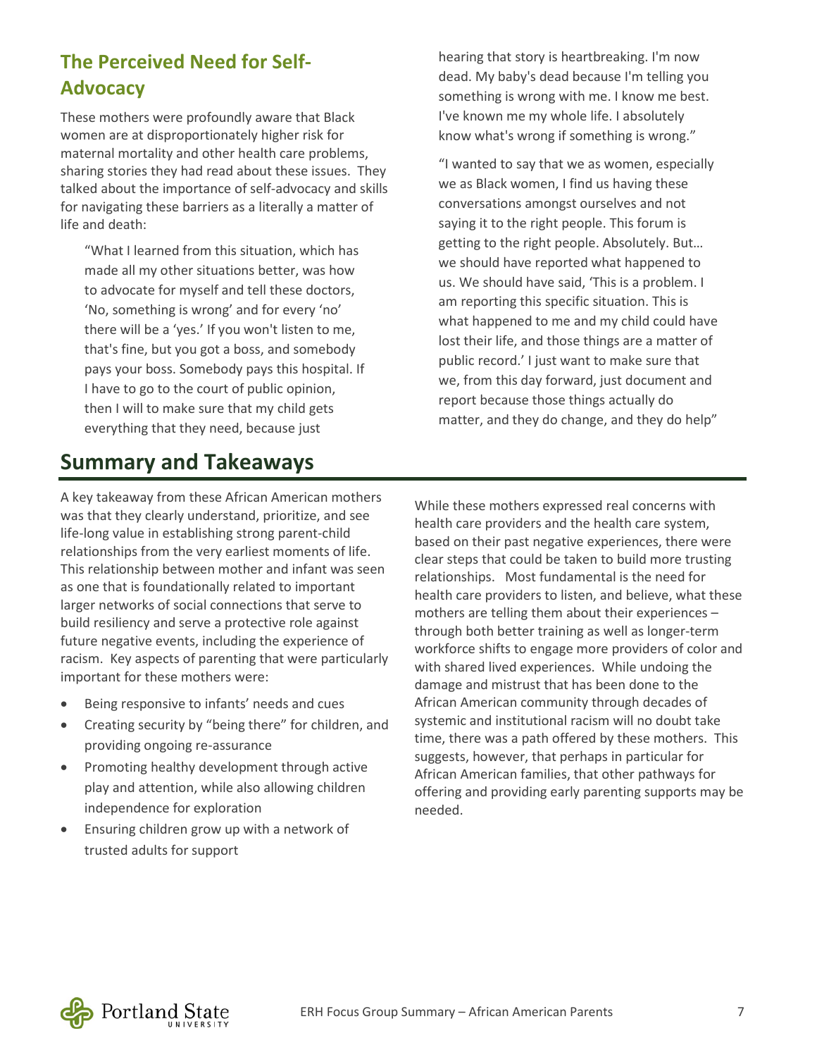## The Perceived Need for Self-Advocacy

These mothers were profoundly aware that Black women are at disproportionately higher risk for maternal mortality and other health care problems, sharing stories they had read about these issues. They talked about the importance of self-advocacy and skills for navigating these barriers as a literally a matter of life and death:

> "What I learned from this situation, which has made all my other situations better, was how to advocate for myself and tell these doctors, 'No, something is wrong' and for every 'no' there will be a 'yes.' If you won't listen to me, that's fine, but you got a boss, and somebody pays your boss. Somebody pays this hospital. If I have to go to the court of public opinion, then I will to make sure that my child gets everything that they need, because just hearing that story is heartbreaking. I'm now dead. My baby's dead because I'm telling you something is wrong with me. I know me best. I've known me my whole life. I absolutely know what's wrong if something is wrong."

> "I wanted to say that we as women, especially we as Black women, I find us having these conversations amongst ourselves and not saying it to the right people. This forum is getting to the right people. Absolutely. But… we should have reported what happened to us. We should have said, 'This is a problem. I am reporting this specific situation. This is what happened to me and my child could have lost their life, and those things are a matter of public record.' I just want to make sure that we, from this day forward, just document and report because those things actually do matter, and they do change, and they do help"

# Summary and Takeaways

A key takeaway from these African American mothers was that they clearly understand, prioritize, and see life-long value in establishing strong parent-child relationships from the very earliest moments of life. This relationship between mother and infant was seen as one that is foundationally related to important larger networks of social connections that serve to build resiliency and serve a protective role against future negative events, including the experience of racism. Key aspects of parenting that were particularly important for these mothers were:

- Being responsive to infants' needs and cues
- Creating security by "being there" for children, and providing ongoing re-assurance
- Promoting healthy development through active play and attention, while also allowing children independence for exploration
- Ensuring children grow up with a network of trusted adults for support

While these mothers expressed real concerns with health care providers and the health care system, based on their past negative experiences, there were clear steps that could be taken to build more trusting relationships. Most fundamental is the need for health care providers to listen, and believe, what these mothers are telling them about their experiences – through both better training as well as longer-term workforce shifts to engage more providers of color and with shared lived experiences. While undoing the damage and mistrust that has been done to the African American community through decades of systemic and institutional racism will no doubt take time, there was a path offered by these mothers. This suggests, however, that perhaps in particular for African American families, that other pathways for offering and providing early parenting supports may be needed.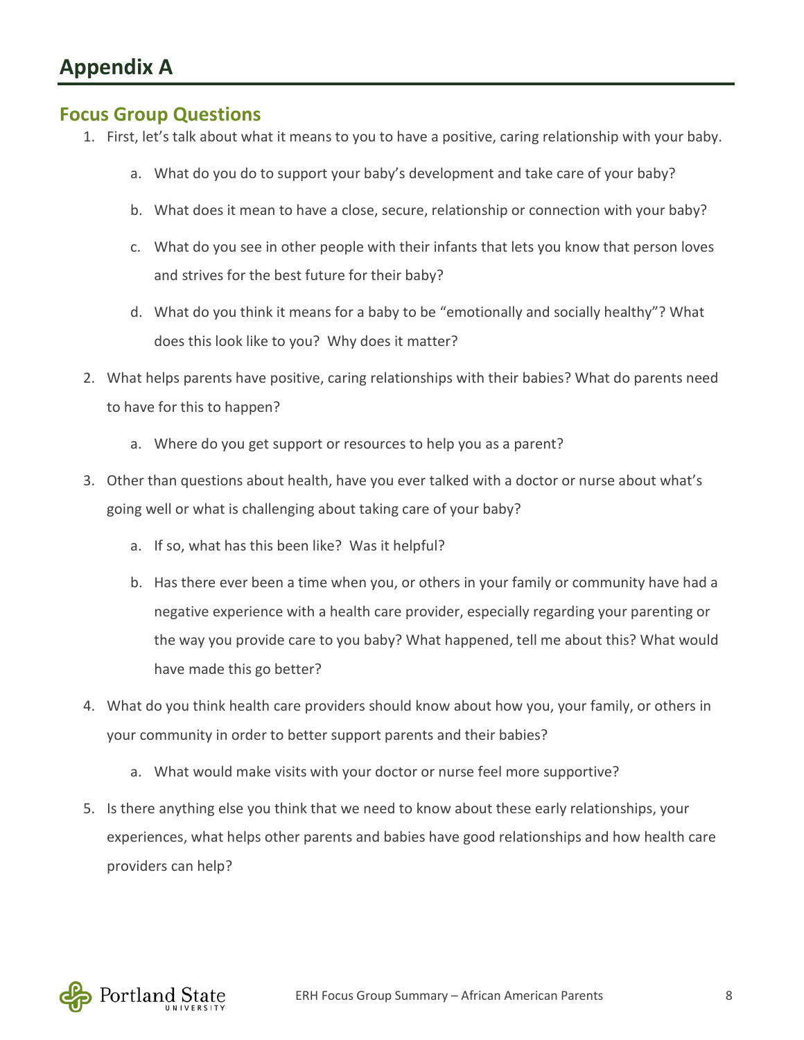# Appendix A

## Focus Group Questions

1. First, let's talk about what it means to you to have a positive, caring relationship with your baby.
    a. What do you do to support your baby's development and take care of your baby?
    b. What does it mean to have a close, secure, relationship or connection with your baby?
    c. What do you see in other people with their infants that lets you know that person loves and strives for the best future for their baby?
    d. What do you think it means for a baby to be "emotionally and socially healthy"? What does this look like to you? Why does it matter?
2. What helps parents have positive, caring relationships with their babies? What do parents need to have for this to happen?
    a. Where do you get support or resources to help you as a parent?
3. Other than questions about health, have you ever talked with a doctor or nurse about what's going well or what is challenging about taking care of your baby?
    a. If so, what has this been like? Was it helpful?
    b. Has there ever been a time when you, or others in your family or community have had a negative experience with a health care provider, especially regarding your parenting or the way you provide care to you baby? What happened, tell me about this? What would have made this go better?
4. What do you think health care providers should know about how you, your family, or others in your community in order to better support parents and their babies?
    a. What would make visits with your doctor or nurse feel more supportive?
5. Is there anything else you think that we need to know about these early relationships, your experiences, what helps other parents and babies have good relationships and how health care providers can help?